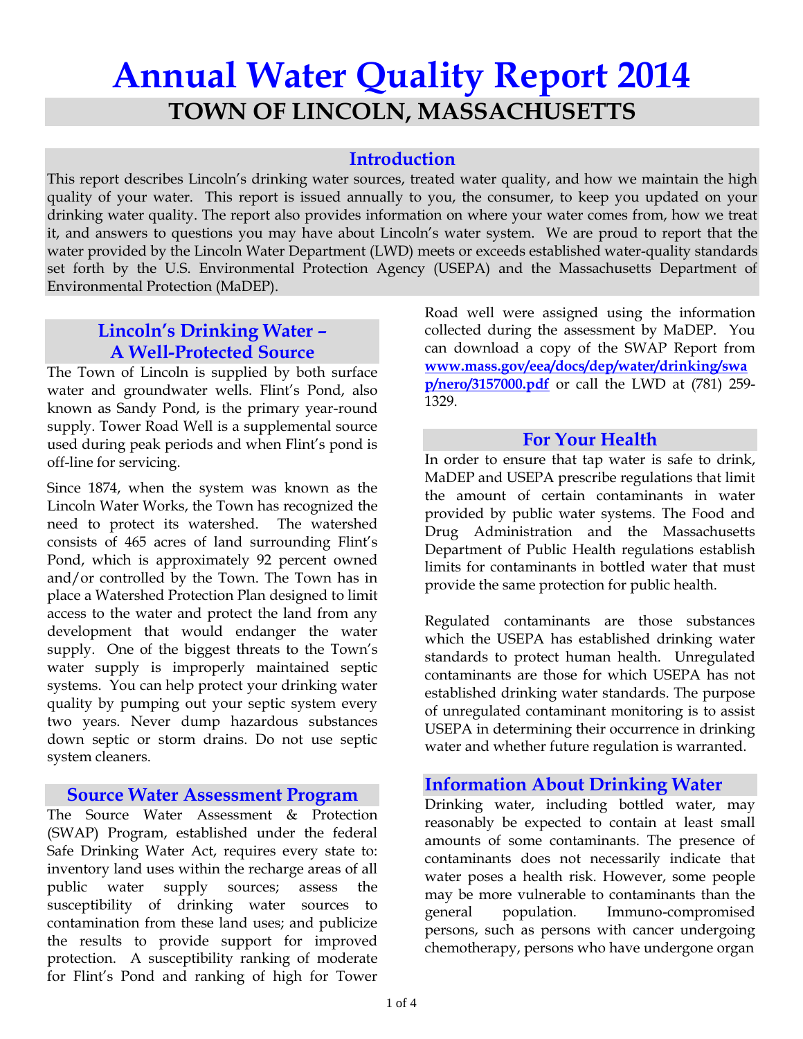# Annual Water Quality Report 2014

## TOWN OF LINCOLN, MASSACHUSETTS

### Introduction

This report describes Lincoln's drinking water sources, treated water quality, and how we maintain the high quality of your water. This report is issued annually to you, the consumer, to keep you updated on your drinking water quality. The report also provides information on where your water comes from, how we treat it, and answers to questions you may have about Lincoln's water system. We are proud to report that the water provided by the Lincoln Water Department (LWD) meets or exceeds established water-quality standards set forth by the U.S. Environmental Protection Agency (USEPA) and the Massachusetts Department of Environmental Protection (MaDEP).

### Lincoln's Drinking Water – A Well-Protected Source

The Town of Lincoln is supplied by both surface water and groundwater wells. Flint's Pond, also known as Sandy Pond, is the primary year-round supply. Tower Road Well is a supplemental source used during peak periods and when Flint's pond is off-line for servicing.

Since 1874, when the system was known as the Lincoln Water Works, the Town has recognized the need to protect its watershed. The watershed consists of 465 acres of land surrounding Flint's Pond, which is approximately 92 percent owned and/or controlled by the Town. The Town has in place a Watershed Protection Plan designed to limit access to the water and protect the land from any development that would endanger the water supply. One of the biggest threats to the Town's water supply is improperly maintained septic systems. You can help protect your drinking water quality by pumping out your septic system every two years. Never dump hazardous substances down septic or storm drains. Do not use septic system cleaners.

### Source Water Assessment Program

The Source Water Assessment & Protection (SWAP) Program, established under the federal Safe Drinking Water Act, requires every state to: inventory land uses within the recharge areas of all public water supply sources; assess the susceptibility of drinking water sources to contamination from these land uses; and publicize the results to provide support for improved protection. A susceptibility ranking of moderate for Flint's Pond and ranking of high for Tower Road well were assigned using the information collected during the assessment by MaDEP. You can download a copy of the SWAP Report from **www.mass.gov/eea/docs/dep/water/drinking/swap/nero/3157000.pdf** or call the LWD at (781) 259-1329.

### For Your Health

In order to ensure that tap water is safe to drink, MaDEP and USEPA prescribe regulations that limit the amount of certain contaminants in water provided by public water systems. The Food and Drug Administration and the Massachusetts Department of Public Health regulations establish limits for contaminants in bottled water that must provide the same protection for public health.

Regulated contaminants are those substances which the USEPA has established drinking water standards to protect human health. Unregulated contaminants are those for which USEPA has not established drinking water standards. The purpose of unregulated contaminant monitoring is to assist USEPA in determining their occurrence in drinking water and whether future regulation is warranted.

### Information About Drinking Water

Drinking water, including bottled water, may reasonably be expected to contain at least small amounts of some contaminants. The presence of contaminants does not necessarily indicate that water poses a health risk. However, some people may be more vulnerable to contaminants than the general population. Immuno-compromised persons, such as persons with cancer undergoing chemotherapy, persons who have undergone organ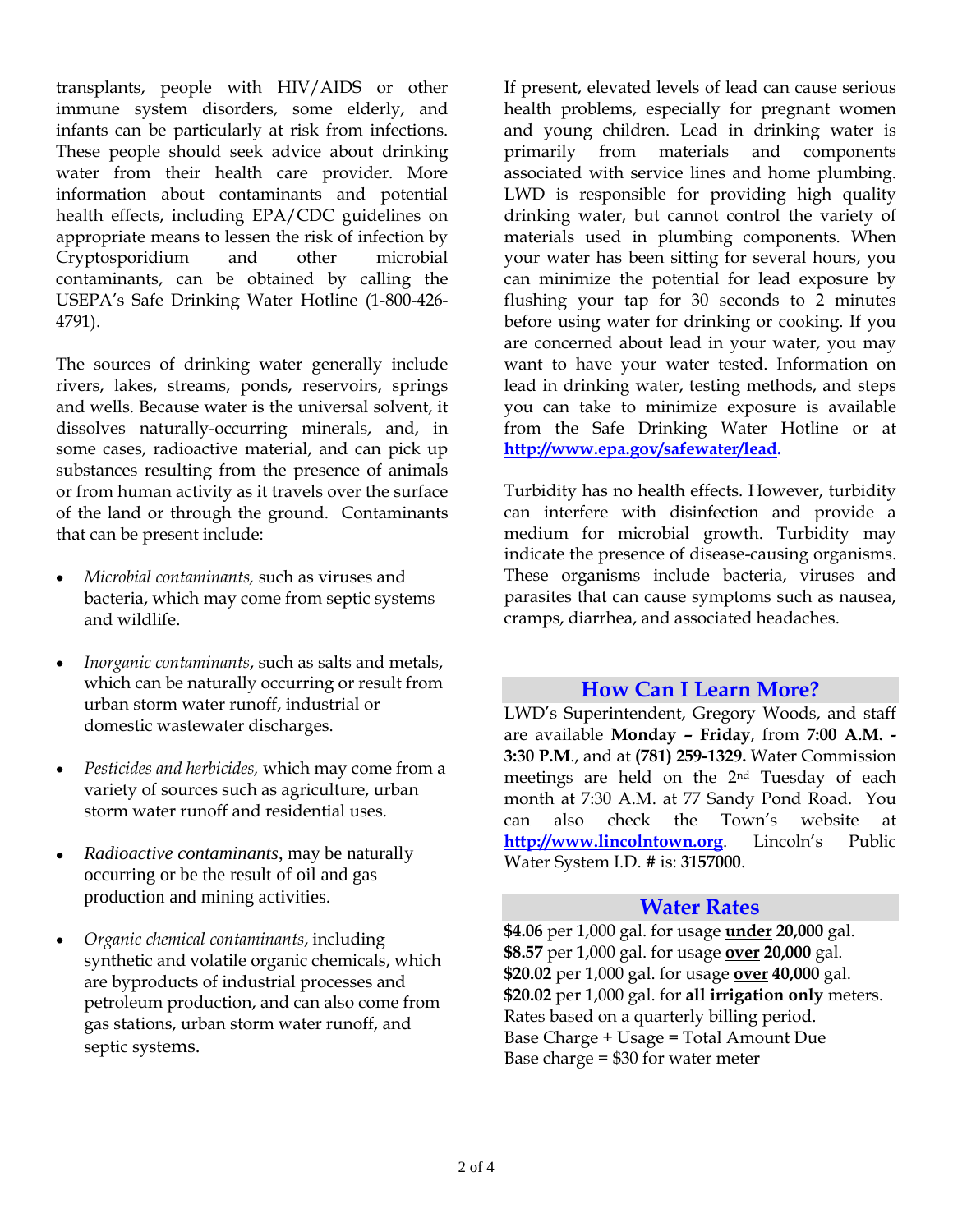transplants, people with HIV/AIDS or other immune system disorders, some elderly, and infants can be particularly at risk from infections. These people should seek advice about drinking water from their health care provider. More information about contaminants and potential health effects, including EPA/CDC guidelines on appropriate means to lessen the risk of infection by Cryptosporidium and other microbial contaminants, can be obtained by calling the USEPA's Safe Drinking Water Hotline (1-800-426-4791).

The sources of drinking water generally include rivers, lakes, streams, ponds, reservoirs, springs and wells. Because water is the universal solvent, it dissolves naturally-occurring minerals, and, in some cases, radioactive material, and can pick up substances resulting from the presence of animals or from human activity as it travels over the surface of the land or through the ground. Contaminants that can be present include:

- *Microbial contaminants,* such as viruses and bacteria, which may come from septic systems and wildlife.
- *Inorganic contaminants*, such as salts and metals, which can be naturally occurring or result from urban storm water runoff, industrial or domestic wastewater discharges.
- *Pesticides and herbicides,* which may come from a variety of sources such as agriculture, urban storm water runoff and residential uses.
- *Radioactive contaminants*, may be naturally occurring or be the result of oil and gas production and mining activities.
- *Organic chemical contaminants*, including synthetic and volatile organic chemicals, which are byproducts of industrial processes and petroleum production, and can also come from gas stations, urban storm water runoff, and septic systems.

If present, elevated levels of lead can cause serious health problems, especially for pregnant women and young children. Lead in drinking water is primarily from materials and components associated with service lines and home plumbing. LWD is responsible for providing high quality drinking water, but cannot control the variety of materials used in plumbing components. When your water has been sitting for several hours, you can minimize the potential for lead exposure by flushing your tap for 30 seconds to 2 minutes before using water for drinking or cooking. If you are concerned about lead in your water, you may want to have your water tested. Information on lead in drinking water, testing methods, and steps you can take to minimize exposure is available from the Safe Drinking Water Hotline or at **http://www.epa.gov/safewater/lead.**

Turbidity has no health effects. However, turbidity can interfere with disinfection and provide a medium for microbial growth. Turbidity may indicate the presence of disease-causing organisms. These organisms include bacteria, viruses and parasites that can cause symptoms such as nausea, cramps, diarrhea, and associated headaches.

## How Can I Learn More?

LWD's Superintendent, Gregory Woods, and staff are available **Monday – Friday**, from **7:00 A.M. - 3:30 P.M**., and at **(781) 259-1329.** Water Commission meetings are held on the 2nd Tuesday of each month at 7:30 A.M. at 77 Sandy Pond Road. You can also check the Town's website at **http://www.lincolntown.org**. Lincoln's Public Water System I.D. # is: **3157000**.

## Water Rates

**$4.06** per 1,000 gal. for usage **under 20,000** gal.
**$8.57** per 1,000 gal. for usage **over 20,000** gal.
**$20.02** per 1,000 gal. for usage **over 40,000** gal.
**$20.02** per 1,000 gal. for **all irrigation only** meters.
Rates based on a quarterly billing period.
Base Charge + Usage = Total Amount Due
Base charge = $30 for water meter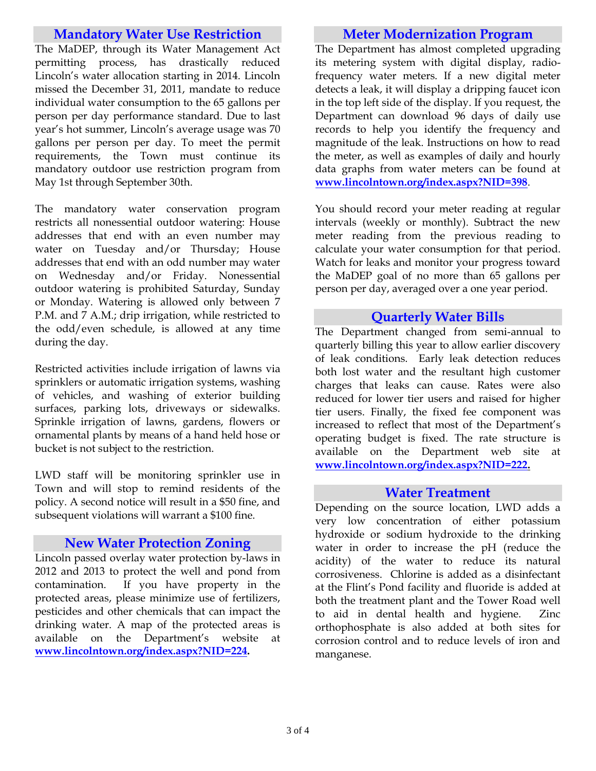## Mandatory Water Use Restriction

The MaDEP, through its Water Management Act permitting process, has drastically reduced Lincoln's water allocation starting in 2014. Lincoln missed the December 31, 2011, mandate to reduce individual water consumption to the 65 gallons per person per day performance standard. Due to last year's hot summer, Lincoln's average usage was 70 gallons per person per day. To meet the permit requirements, the Town must continue its mandatory outdoor use restriction program from May 1st through September 30th.

The mandatory water conservation program restricts all nonessential outdoor watering: House addresses that end with an even number may water on Tuesday and/or Thursday; House addresses that end with an odd number may water on Wednesday and/or Friday. Nonessential outdoor watering is prohibited Saturday, Sunday or Monday. Watering is allowed only between 7 P.M. and 7 A.M.; drip irrigation, while restricted to the odd/even schedule, is allowed at any time during the day.

Restricted activities include irrigation of lawns via sprinklers or automatic irrigation systems, washing of vehicles, and washing of exterior building surfaces, parking lots, driveways or sidewalks. Sprinkle irrigation of lawns, gardens, flowers or ornamental plants by means of a hand held hose or bucket is not subject to the restriction.

LWD staff will be monitoring sprinkler use in Town and will stop to remind residents of the policy. A second notice will result in a $50 fine, and subsequent violations will warrant a $100 fine.

## New Water Protection Zoning

Lincoln passed overlay water protection by-laws in 2012 and 2013 to protect the well and pond from contamination. If you have property in the protected areas, please minimize use of fertilizers, pesticides and other chemicals that can impact the drinking water. A map of the protected areas is available on the Department's website at **www.lincolntown.org/index.aspx?NID=224.**

## Meter Modernization Program

The Department has almost completed upgrading its metering system with digital display, radio-frequency water meters. If a new digital meter detects a leak, it will display a dripping faucet icon in the top left side of the display. If you request, the Department can download 96 days of daily use records to help you identify the frequency and magnitude of the leak. Instructions on how to read the meter, as well as examples of daily and hourly data graphs from water meters can be found at **www.lincolntown.org/index.aspx?NID=398**.

You should record your meter reading at regular intervals (weekly or monthly). Subtract the new meter reading from the previous reading to calculate your water consumption for that period. Watch for leaks and monitor your progress toward the MaDEP goal of no more than 65 gallons per person per day, averaged over a one year period.

## Quarterly Water Bills

The Department changed from semi-annual to quarterly billing this year to allow earlier discovery of leak conditions. Early leak detection reduces both lost water and the resultant high customer charges that leaks can cause. Rates were also reduced for lower tier users and raised for higher tier users. Finally, the fixed fee component was increased to reflect that most of the Department's operating budget is fixed. The rate structure is available on the Department web site at **www.lincolntown.org/index.aspx?NID=222.**

## Water Treatment

Depending on the source location, LWD adds a very low concentration of either potassium hydroxide or sodium hydroxide to the drinking water in order to increase the pH (reduce the acidity) of the water to reduce its natural corrosiveness. Chlorine is added as a disinfectant at the Flint's Pond facility and fluoride is added at both the treatment plant and the Tower Road well to aid in dental health and hygiene. Zinc orthophosphate is also added at both sites for corrosion control and to reduce levels of iron and manganese.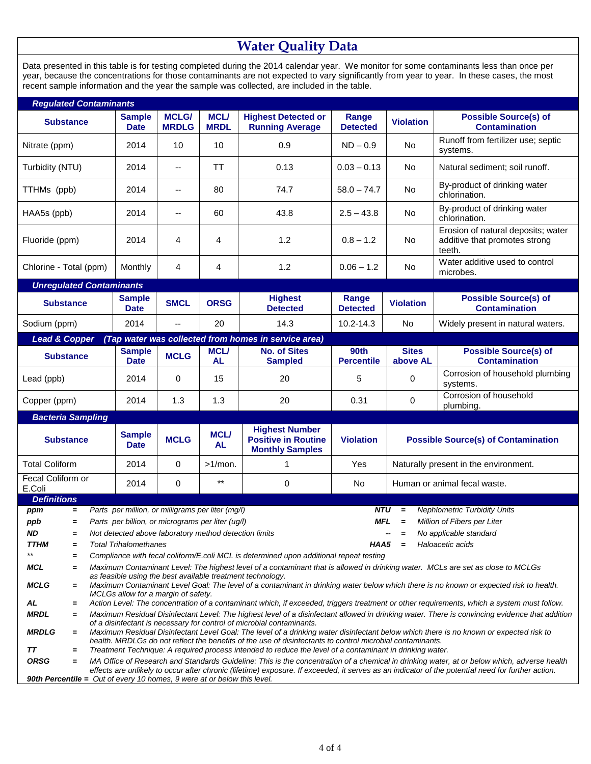# Water Quality Data

Data presented in this table is for testing completed during the 2014 calendar year. We monitor for some contaminants less than once per year, because the concentrations for those contaminants are not expected to vary significantly from year to year. In these cases, the most recent sample information and the year the sample was collected, are included in the table.

### *Regulated Contaminants*

| Substance | Sample Date | MCLG/ MRDLG | MCL/ MRDL | Highest Detected or Running Average | Range Detected | Violation | Possible Source(s) of Contamination |
|---|---|---|---|---|---|---|---|
| Nitrate (ppm) | 2014 | 10 | 10 | 0.9 | ND – 0.9 | No | Runoff from fertilizer use; septic systems. |
| Turbidity (NTU) | 2014 | -- | TT | 0.13 | 0.03 – 0.13 | No | Natural sediment; soil runoff. |
| TTHMs (ppb) | 2014 | -- | 80 | 74.7 | 58.0 – 74.7 | No | By-product of drinking water chlorination. |
| HAA5s (ppb) | 2014 | -- | 60 | 43.8 | 2.5 – 43.8 | No | By-product of drinking water chlorination. |
| Fluoride (ppm) | 2014 | 4 | 4 | 1.2 | 0.8 – 1.2 | No | Erosion of natural deposits; water additive that promotes strong teeth. |
| Chlorine - Total (ppm) | Monthly | 4 | 4 | 1.2 | 0.06 – 1.2 | No | Water additive used to control microbes. |

### *Unregulated Contaminants*

| Substance | Sample Date | SMCL | ORSG | Highest Detected | Range Detected | Violation | Possible Source(s) of Contamination |
|---|---|---|---|---|---|---|---|
| Sodium (ppm) | 2014 | -- | 20 | 14.3 | 10.2-14.3 | No | Widely present in natural waters. |

### *Lead & Copper (Tap water was collected from homes in service area)*

| Substance | Sample Date | MCLG | MCL/ AL | No. of Sites Sampled | 90th Percentile | Sites above AL | Possible Source(s) of Contamination |
|---|---|---|---|---|---|---|---|
| Lead (ppb) | 2014 | 0 | 15 | 20 | 5 | 0 | Corrosion of household plumbing systems. |
| Copper (ppm) | 2014 | 1.3 | 1.3 | 20 | 0.31 | 0 | Corrosion of household plumbing. |

### *Bacteria Sampling*

| Substance | Sample Date | MCLG | MCL/ AL | Highest Number Positive in Routine Monthly Samples | Violation | Possible Source(s) of Contamination |
|---|---|---|---|---|---|---|
| Total Coliform | 2014 | 0 | >1/mon. | 1 | Yes | Naturally present in the environment. |
| Fecal Coliform or E.Coli | 2014 | 0 | ** | 0 | No | Human or animal fecal waste. |

### *Definitions*

- ***ppm*** = *Parts per million, or milligrams per liter (mg/l)*
- ***ppb*** = *Parts per billion, or micrograms per liter (ug/l)*
- ***ND*** = *Not detected above laboratory method detection limits*
- ***TTHM*** = *Total Trihalomethanes*
- ***NTU*** = *Nephlometric Turbidity Units*
- ***MFL*** = *Million of Fibers per Liter*
- ***--*** = *No applicable standard*
- ***HAA5*** = *Haloacetic acids*
- ***\*\**** = *Compliance with fecal coliform/E.coli MCL is determined upon additional repeat testing*
- ***MCL*** = *Maximum Contaminant Level: The highest level of a contaminant that is allowed in drinking water. MCLs are set as close to MCLGs as feasible using the best available treatment technology.*
- ***MCLG*** = *Maximum Contaminant Level Goal: The level of a contaminant in drinking water below which there is no known or expected risk to health. MCLGs allow for a margin of safety.*
- ***AL*** = *Action Level: The concentration of a contaminant which, if exceeded, triggers treatment or other requirements, which a system must follow.*
- ***MRDL*** = *Maximum Residual Disinfectant Level: The highest level of a disinfectant allowed in drinking water. There is convincing evidence that addition of a disinfectant is necessary for control of microbial contaminants.*
- ***MRDLG*** = *Maximum Residual Disinfectant Level Goal: The level of a drinking water disinfectant below which there is no known or expected risk to health. MRDLGs do not reflect the benefits of the use of disinfectants to control microbial contaminants.*
- ***TT*** = *Treatment Technique: A required process intended to reduce the level of a contaminant in drinking water.*
- ***ORSG*** = *MA Office of Research and Standards Guideline: This is the concentration of a chemical in drinking water, at or below which, adverse health effects are unlikely to occur after chronic (lifetime) exposure. If exceeded, it serves as an indicator of the potential need for further action.*
- ***90th Percentile*** = *Out of every 10 homes, 9 were at or below this level.*